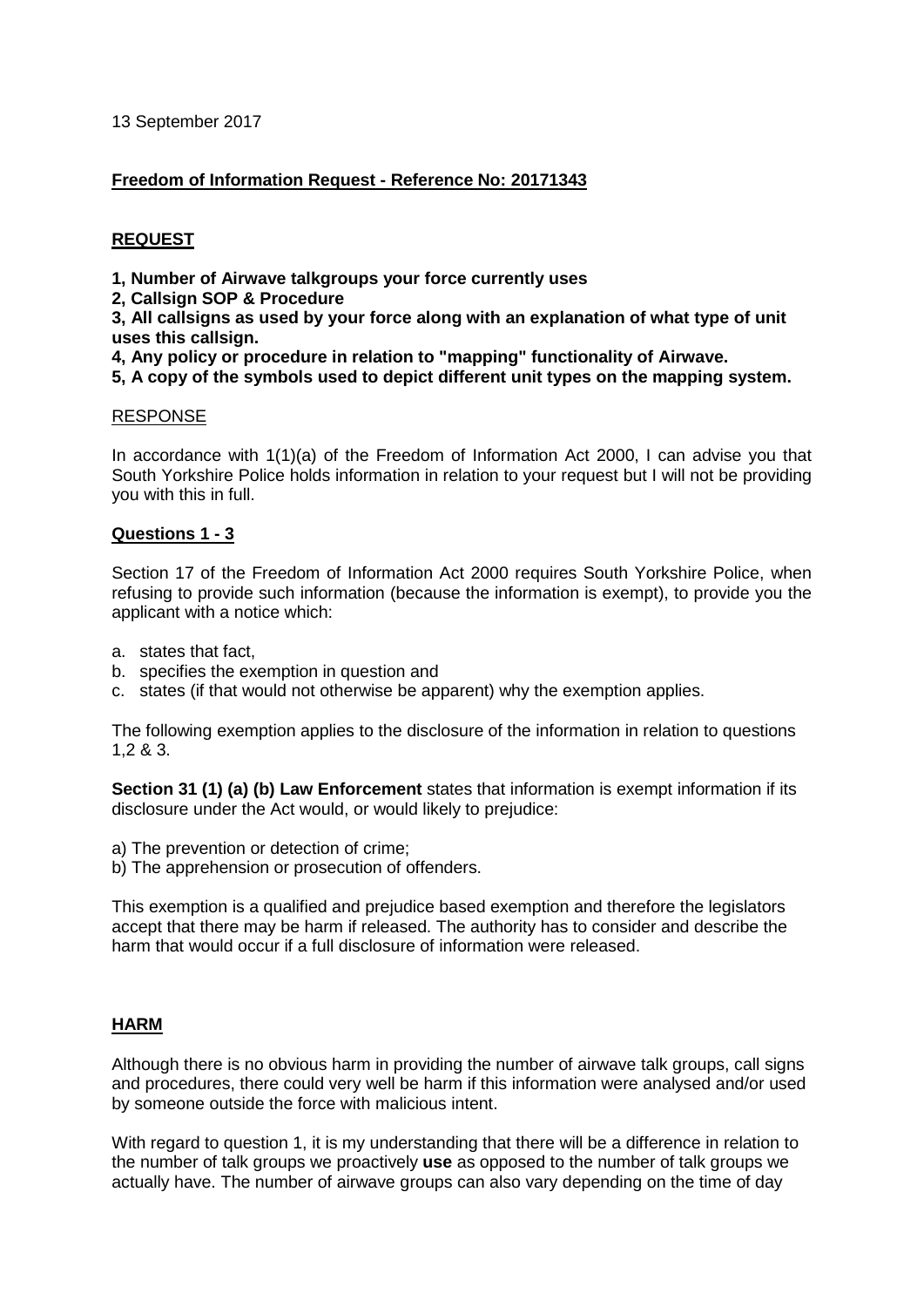13 September 2017

**Freedom of Information Request - Reference No: 20171343**

**REQUEST**

**1, Number of Airwave talkgroups your force currently uses**
**2, Callsign SOP & Procedure**
**3, All callsigns as used by your force along with an explanation of what type of unit uses this callsign.**
**4, Any policy or procedure in relation to "mapping" functionality of Airwave.**
**5, A copy of the symbols used to depict different unit types on the mapping system.**

RESPONSE

In accordance with 1(1)(a) of the Freedom of Information Act 2000, I can advise you that South Yorkshire Police holds information in relation to your request but I will not be providing you with this in full.

**Questions 1 - 3**

Section 17 of the Freedom of Information Act 2000 requires South Yorkshire Police, when refusing to provide such information (because the information is exempt), to provide you the applicant with a notice which:

a. states that fact,
b. specifies the exemption in question and
c. states (if that would not otherwise be apparent) why the exemption applies.

The following exemption applies to the disclosure of the information in relation to questions 1,2 & 3.

**Section 31 (1) (a) (b) Law Enforcement** states that information is exempt information if its disclosure under the Act would, or would likely to prejudice:

a) The prevention or detection of crime;
b) The apprehension or prosecution of offenders.

This exemption is a qualified and prejudice based exemption and therefore the legislators accept that there may be harm if released. The authority has to consider and describe the harm that would occur if a full disclosure of information were released.

**HARM**

Although there is no obvious harm in providing the number of airwave talk groups, call signs and procedures, there could very well be harm if this information were analysed and/or used by someone outside the force with malicious intent.

With regard to question 1, it is my understanding that there will be a difference in relation to the number of talk groups we proactively **use** as opposed to the number of talk groups we actually have. The number of airwave groups can also vary depending on the time of day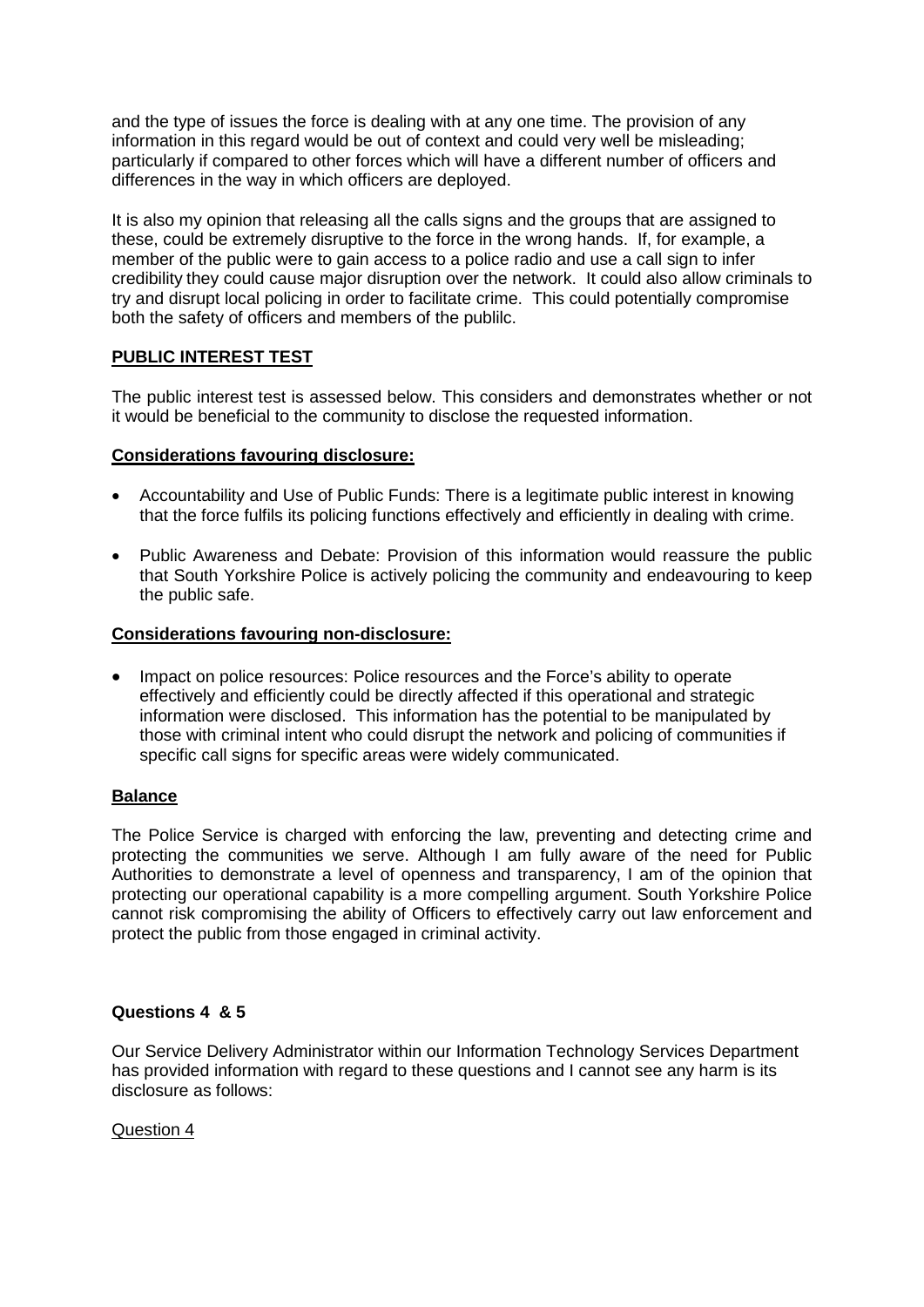and the type of issues the force is dealing with at any one time. The provision of any information in this regard would be out of context and could very well be misleading; particularly if compared to other forces which will have a different number of officers and differences in the way in which officers are deployed.

It is also my opinion that releasing all the calls signs and the groups that are assigned to these, could be extremely disruptive to the force in the wrong hands. If, for example, a member of the public were to gain access to a police radio and use a call sign to infer credibility they could cause major disruption over the network. It could also allow criminals to try and disrupt local policing in order to facilitate crime. This could potentially compromise both the safety of officers and members of the publilc.

**PUBLIC INTEREST TEST**

The public interest test is assessed below. This considers and demonstrates whether or not it would be beneficial to the community to disclose the requested information.

**Considerations favouring disclosure:**

- Accountability and Use of Public Funds: There is a legitimate public interest in knowing that the force fulfils its policing functions effectively and efficiently in dealing with crime.
- Public Awareness and Debate: Provision of this information would reassure the public that South Yorkshire Police is actively policing the community and endeavouring to keep the public safe.

**Considerations favouring non-disclosure:**

- Impact on police resources: Police resources and the Force's ability to operate effectively and efficiently could be directly affected if this operational and strategic information were disclosed. This information has the potential to be manipulated by those with criminal intent who could disrupt the network and policing of communities if specific call signs for specific areas were widely communicated.

**Balance**

The Police Service is charged with enforcing the law, preventing and detecting crime and protecting the communities we serve. Although I am fully aware of the need for Public Authorities to demonstrate a level of openness and transparency, I am of the opinion that protecting our operational capability is a more compelling argument. South Yorkshire Police cannot risk compromising the ability of Officers to effectively carry out law enforcement and protect the public from those engaged in criminal activity.

**Questions 4 & 5**

Our Service Delivery Administrator within our Information Technology Services Department has provided information with regard to these questions and I cannot see any harm is its disclosure as follows:

Question 4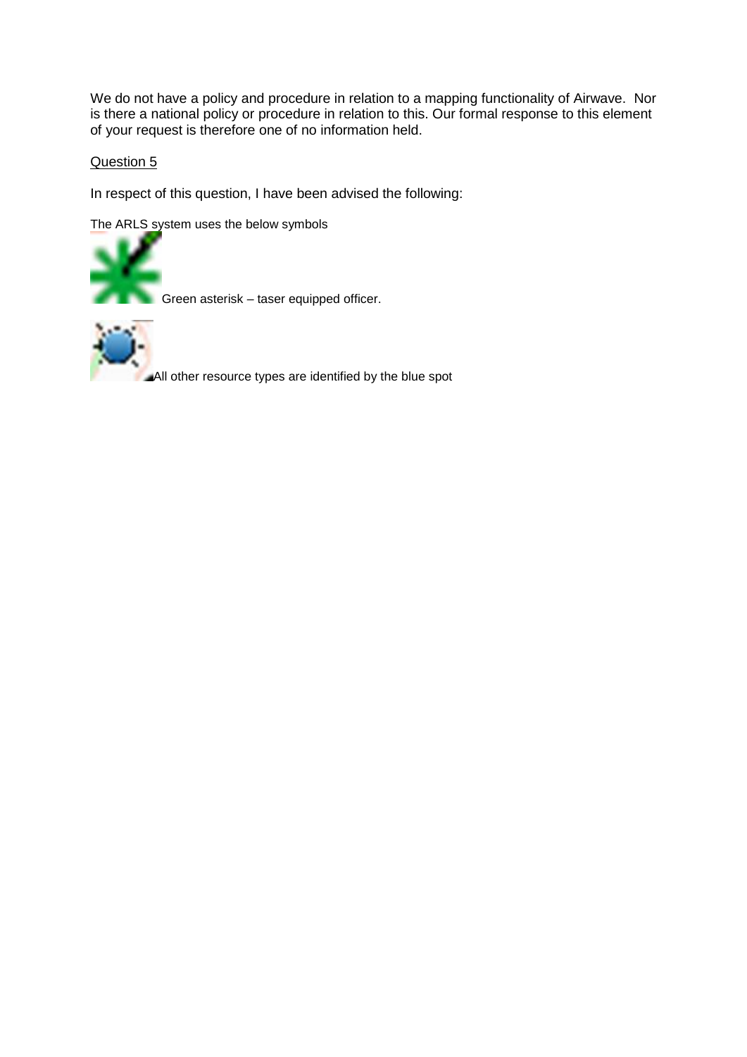We do not have a policy and procedure in relation to a mapping functionality of Airwave. Nor is there a national policy or procedure in relation to this. Our formal response to this element of your request is therefore one of no information held.

Question 5

In respect of this question, I have been advised the following:

The ARLS system uses the below symbols

Green asterisk – taser equipped officer.

All other resource types are identified by the blue spot